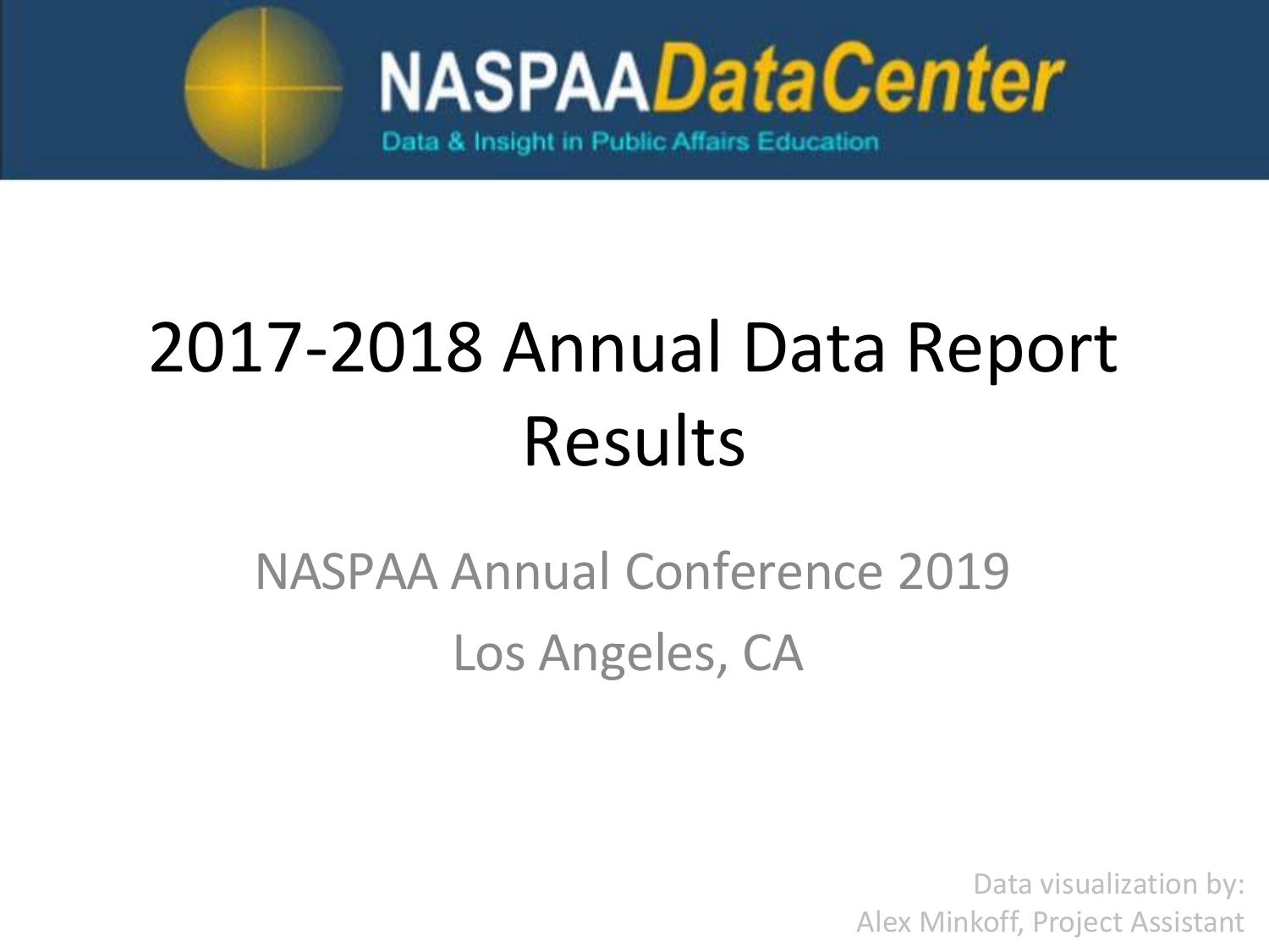NASPAA DataCenter

Data & Insight in Public Affairs Education

# 2017-2018 Annual Data Report Results

NASPAA Annual Conference 2019

Los Angeles, CA

Data visualization by:
Alex Minkoff, Project Assistant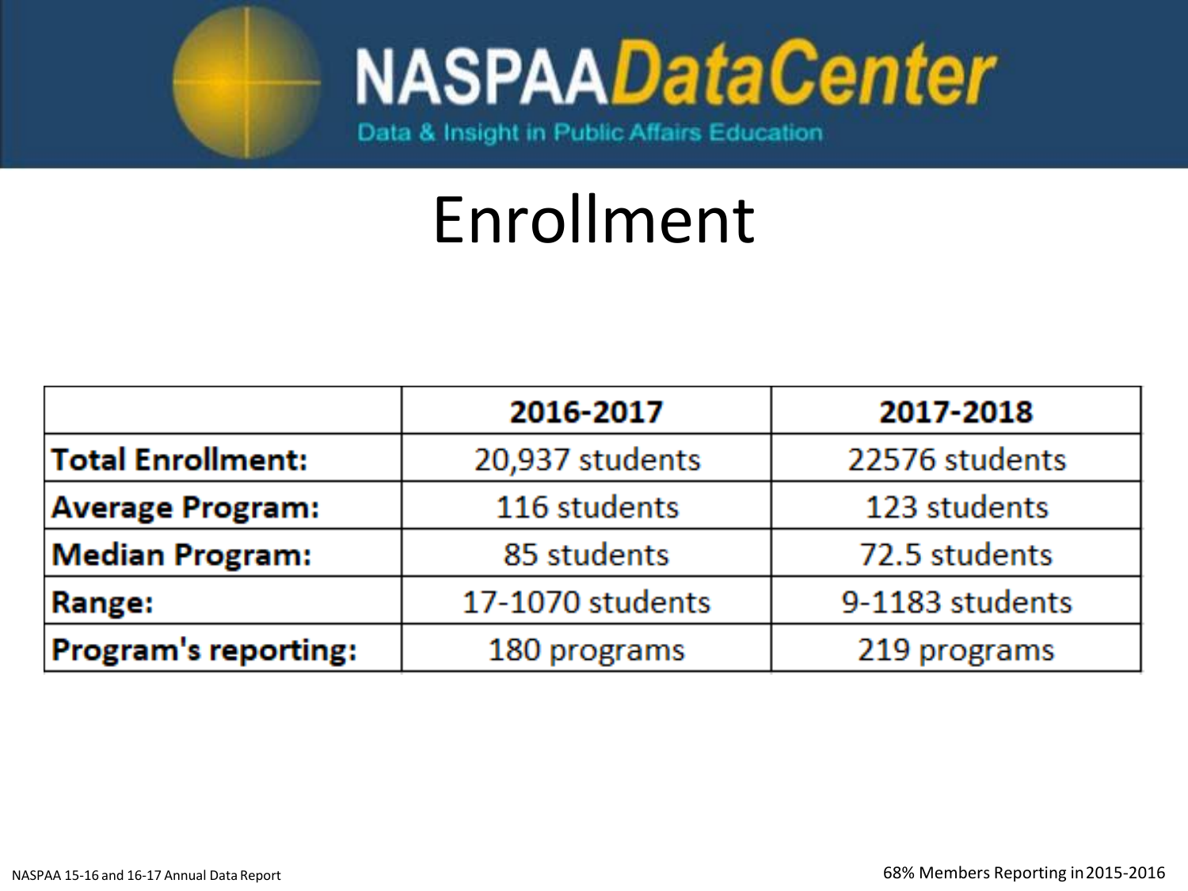# Enrollment

| | 2016-2017 | 2017-2018 |
|---|---|---|
| **Total Enrollment:** | 20,937 students | 22576 students |
| **Average Program:** | 116 students | 123 students |
| **Median Program:** | 85 students | 72.5 students |
| **Range:** | 17-1070 students | 9-1183 students |
| **Program's reporting:** | 180 programs | 219 programs |

NASPAA 15-16 and 16-17 Annual Data Report

68% Members Reporting in 2015-2016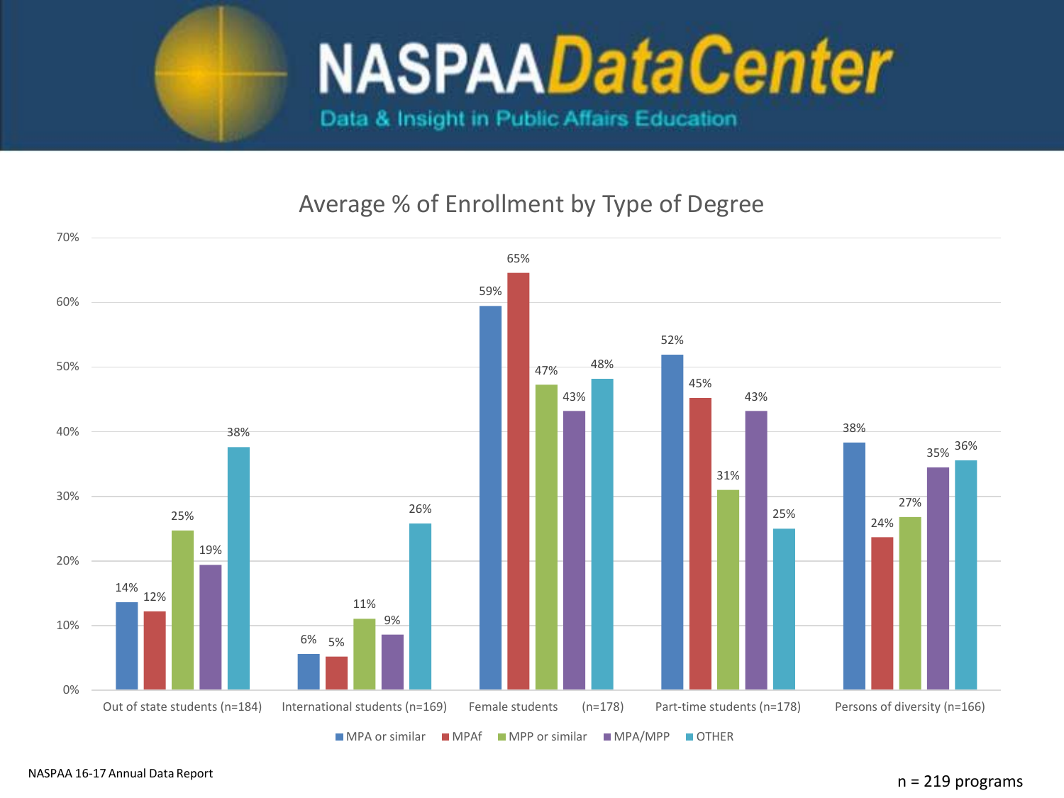NASPAA DataCenter

Data & Insight in Public Affairs Education

## Average % of Enrollment by Type of Degree

| | MPA or similar | MPAf | MPP or similar | MPA/MPP | OTHER |
|---|---|---|---|---|---|
| Out of state students (n=184) | 14% | 12% | 25% | 19% | 38% |
| International students (n=169) | 6% | 5% | 11% | 9% | 26% |
| Female students (n=178) | 59% | 65% | 47% | 43% | 48% |
| Part-time students (n=178) | 52% | 45% | 31% | 43% | 25% |
| Persons of diversity (n=166) | 38% | 24% | 27% | 35% | 36% |

NASPAA 16-17 Annual Data Report

n = 219 programs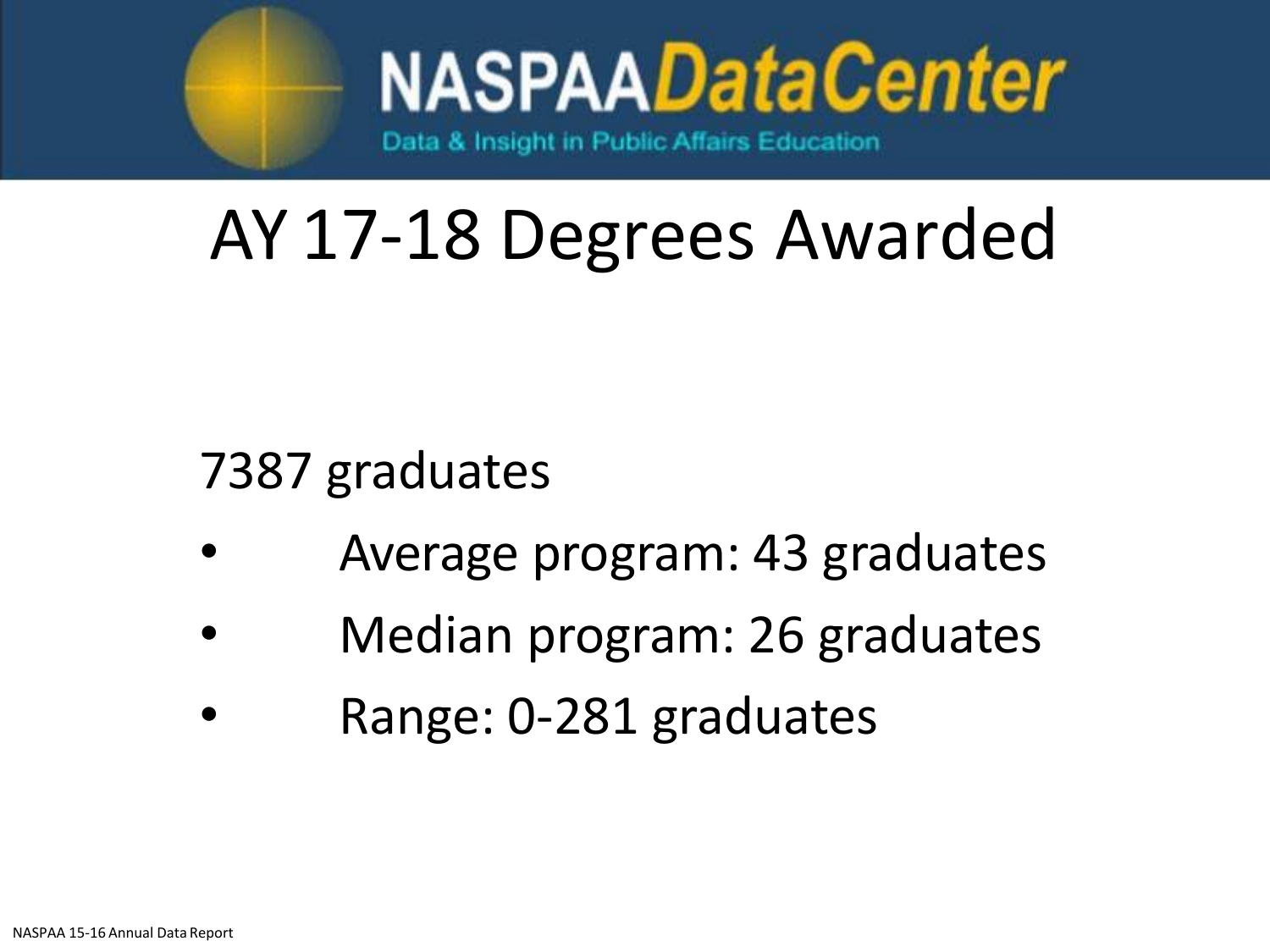# AY 17-18 Degrees Awarded

7387 graduates

- Average program: 43 graduates
- Median program: 26 graduates
- Range: 0-281 graduates

NASPAA 15-16 Annual Data Report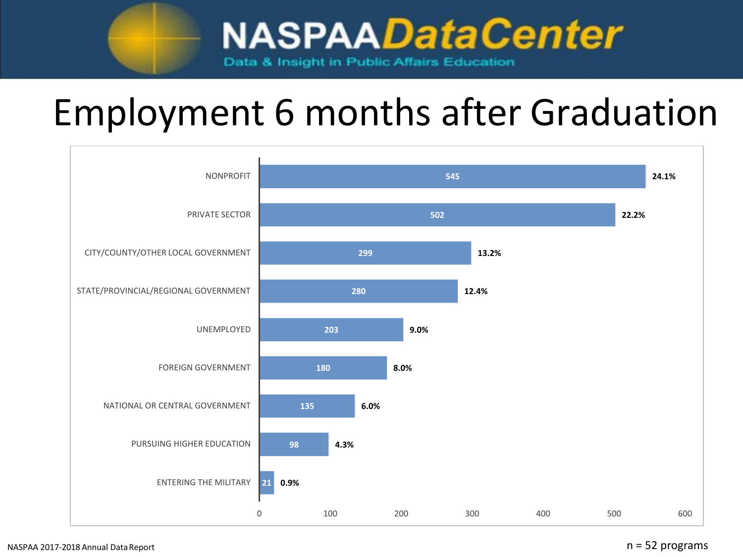# Employment 6 months after Graduation

| Category | Count | Percent |
| --- | --- | --- |
| NONPROFIT | 545 | 24.1% |
| PRIVATE SECTOR | 502 | 22.2% |
| CITY/COUNTY/OTHER LOCAL GOVERNMENT | 299 | 13.2% |
| STATE/PROVINCIAL/REGIONAL GOVERNMENT | 280 | 12.4% |
| UNEMPLOYED | 203 | 9.0% |
| FOREIGN GOVERNMENT | 180 | 8.0% |
| NATIONAL OR CENTRAL GOVERNMENT | 135 | 6.0% |
| PURSUING HIGHER EDUCATION | 98 | 4.3% |
| ENTERING THE MILITARY | 21 | 0.9% |

NASPAA 2017-2018 Annual Data Report

n = 52 programs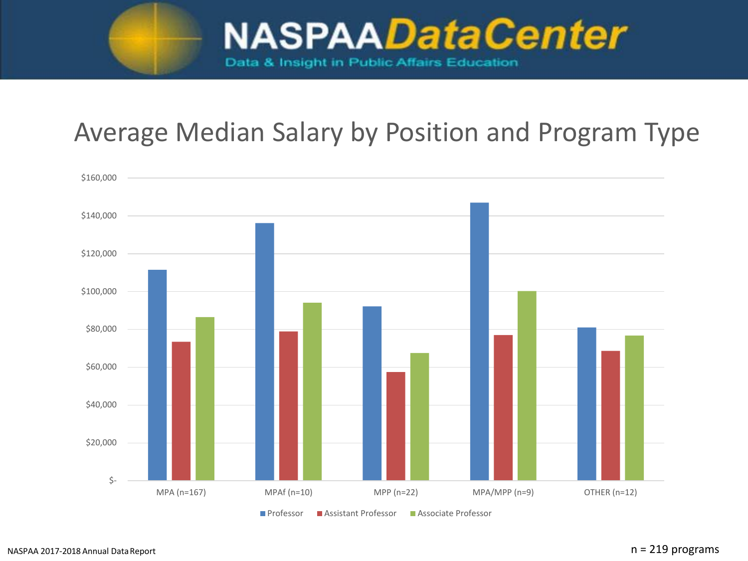# Average Median Salary by Position and Program Type

| Program Type | Professor | Assistant Professor | Associate Professor |
|---|---|---|---|
| MPA (n=167) | ~$111,000 | ~$73,000 | ~$86,000 |
| MPAf (n=10) | ~$136,000 | ~$79,000 | ~$94,000 |
| MPP (n=22) | ~$92,000 | ~$57,000 | ~$67,000 |
| MPA/MPP (n=9) | ~$147,000 | ~$77,000 | ~$100,000 |
| OTHER (n=12) | ~$81,000 | ~$68,000 | ~$77,000 |

NASPAA 2017-2018 Annual Data Report

n = 219 programs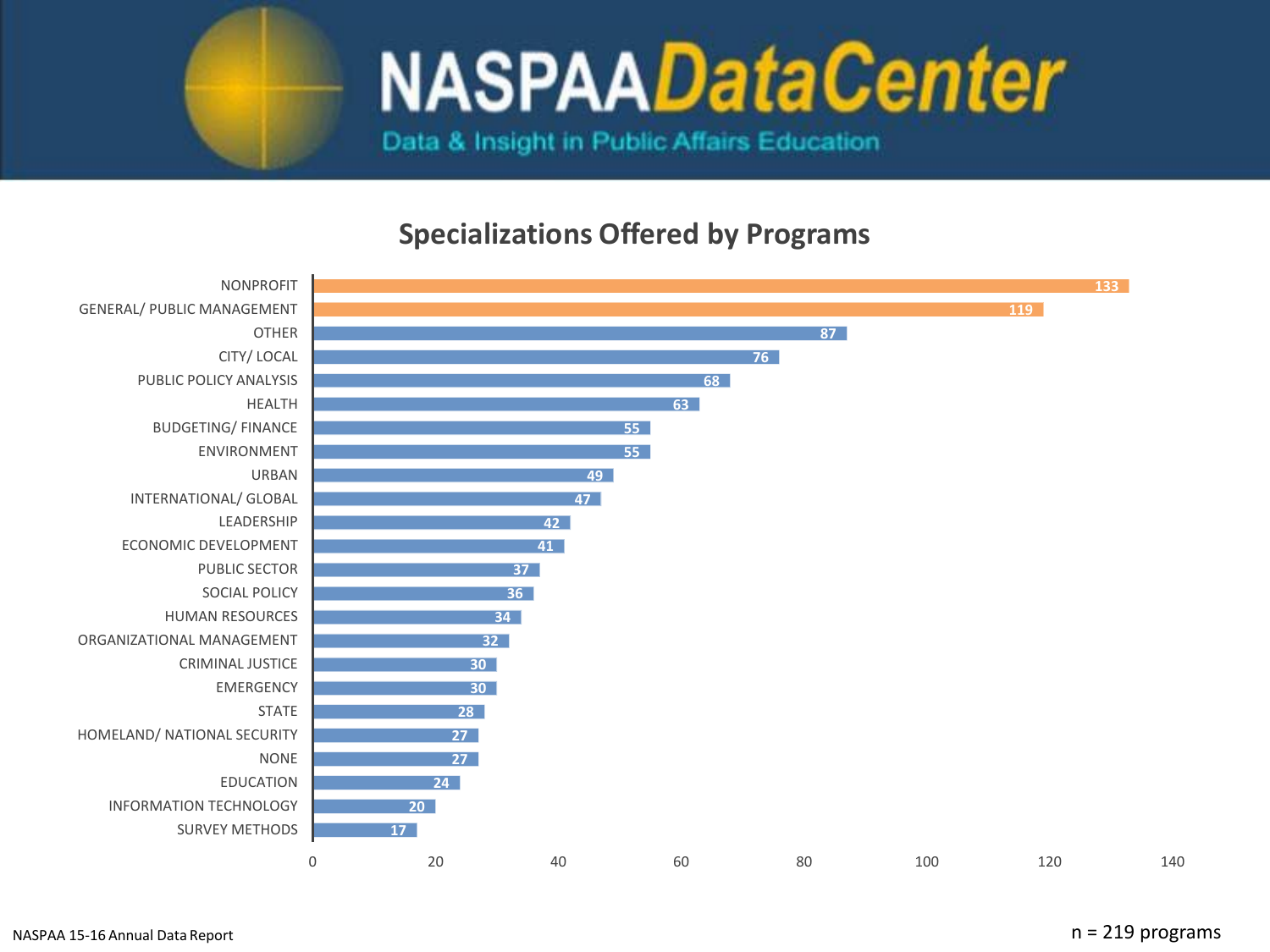NASPAA DataCenter

Data & Insight in Public Affairs Education

## Specializations Offered by Programs

NONPROFIT 133
GENERAL/ PUBLIC MANAGEMENT 119
OTHER 87
CITY/ LOCAL 76
PUBLIC POLICY ANALYSIS 68
HEALTH 63
BUDGETING/ FINANCE 55
ENVIRONMENT 55
URBAN 49
INTERNATIONAL/ GLOBAL 47
LEADERSHIP 42
ECONOMIC DEVELOPMENT 41
PUBLIC SECTOR 37
SOCIAL POLICY 36
HUMAN RESOURCES 34
ORGANIZATIONAL MANAGEMENT 32
CRIMINAL JUSTICE 30
EMERGENCY 30
STATE 28
HOMELAND/ NATIONAL SECURITY 27
NONE 27
EDUCATION 24
INFORMATION TECHNOLOGY 20
SURVEY METHODS 17

0 20 40 60 80 100 120 140

NASPAA 15-16 Annual Data Report

n = 219 programs